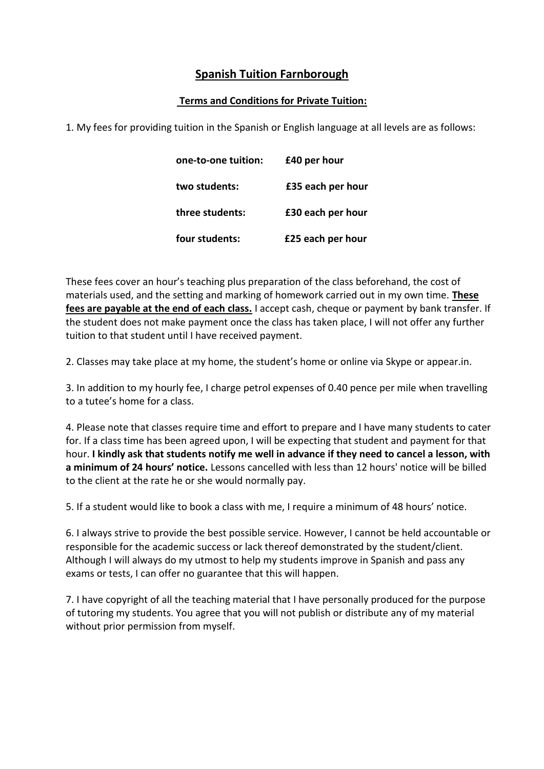# Spanish Tuition Farnborough

## Terms and Conditions for Private Tuition:

1. My fees for providing tuition in the Spanish or English language at all levels are as follows:

| | |
|---|---|
| **one-to-one tuition:** | **£40 per hour** |
| **two students:** | **£35 each per hour** |
| **three students:** | **£30 each per hour** |
| **four students:** | **£25 each per hour** |

These fees cover an hour's teaching plus preparation of the class beforehand, the cost of materials used, and the setting and marking of homework carried out in my own time. **These fees are payable at the end of each class.** I accept cash, cheque or payment by bank transfer. If the student does not make payment once the class has taken place, I will not offer any further tuition to that student until I have received payment.

2. Classes may take place at my home, the student's home or online via Skype or appear.in.

3. In addition to my hourly fee, I charge petrol expenses of 0.40 pence per mile when travelling to a tutee's home for a class.

4. Please note that classes require time and effort to prepare and I have many students to cater for. If a class time has been agreed upon, I will be expecting that student and payment for that hour. **I kindly ask that students notify me well in advance if they need to cancel a lesson, with a minimum of 24 hours' notice.** Lessons cancelled with less than 12 hours' notice will be billed to the client at the rate he or she would normally pay.

5. If a student would like to book a class with me, I require a minimum of 48 hours' notice.

6. I always strive to provide the best possible service. However, I cannot be held accountable or responsible for the academic success or lack thereof demonstrated by the student/client. Although I will always do my utmost to help my students improve in Spanish and pass any exams or tests, I can offer no guarantee that this will happen.

7. I have copyright of all the teaching material that I have personally produced for the purpose of tutoring my students. You agree that you will not publish or distribute any of my material without prior permission from myself.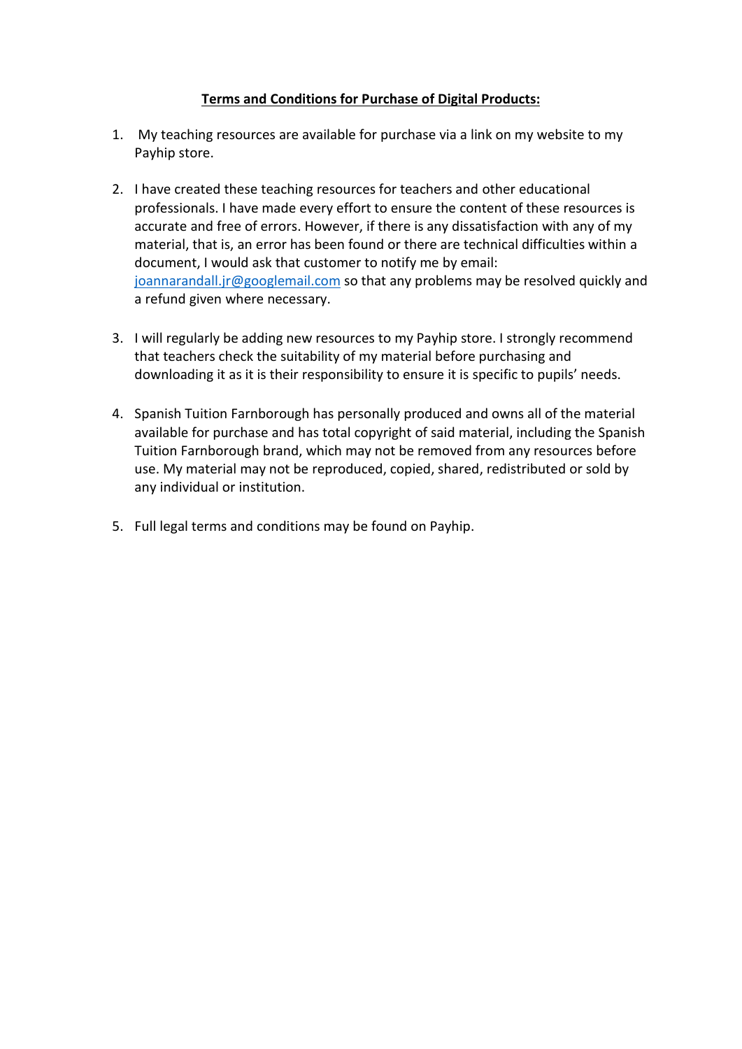**Terms and Conditions for Purchase of Digital Products:**

1. My teaching resources are available for purchase via a link on my website to my Payhip store.

2. I have created these teaching resources for teachers and other educational professionals. I have made every effort to ensure the content of these resources is accurate and free of errors. However, if there is any dissatisfaction with any of my material, that is, an error has been found or there are technical difficulties within a document, I would ask that customer to notify me by email: joannarandall.jr@googlemail.com so that any problems may be resolved quickly and a refund given where necessary.

3. I will regularly be adding new resources to my Payhip store. I strongly recommend that teachers check the suitability of my material before purchasing and downloading it as it is their responsibility to ensure it is specific to pupils' needs.

4. Spanish Tuition Farnborough has personally produced and owns all of the material available for purchase and has total copyright of said material, including the Spanish Tuition Farnborough brand, which may not be removed from any resources before use. My material may not be reproduced, copied, shared, redistributed or sold by any individual or institution.

5. Full legal terms and conditions may be found on Payhip.